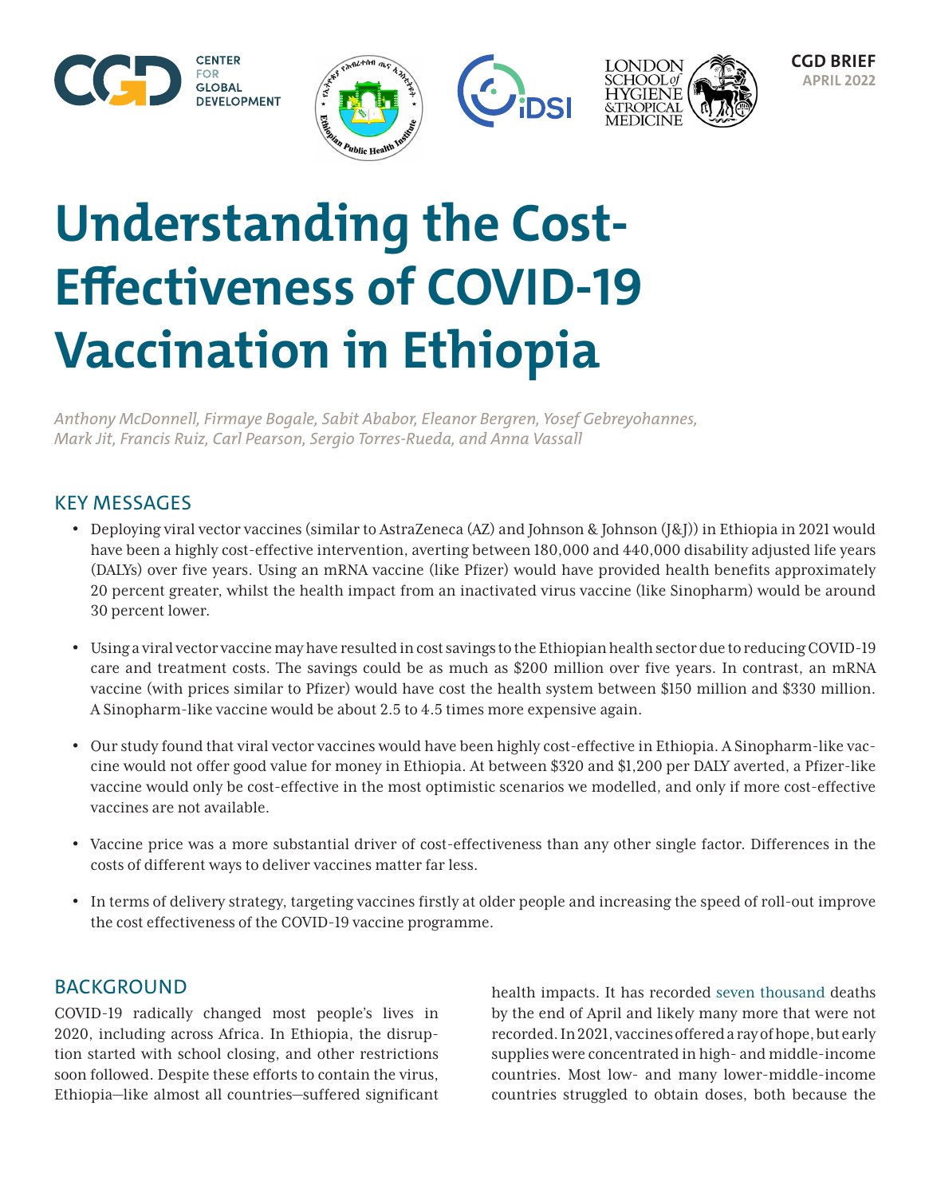CENTER FOR GLOBAL DEVELOPMENT

CGD BRIEF
APRIL 2022

# Understanding the Cost-Effectiveness of COVID-19 Vaccination in Ethiopia

*Anthony McDonnell, Firmaye Bogale, Sabit Ababor, Eleanor Bergren, Yosef Gebreyohannes, Mark Jit, Francis Ruiz, Carl Pearson, Sergio Torres-Rueda, and Anna Vassall*

## KEY MESSAGES

- Deploying viral vector vaccines (similar to AstraZeneca (AZ) and Johnson & Johnson (J&J)) in Ethiopia in 2021 would have been a highly cost-effective intervention, averting between 180,000 and 440,000 disability adjusted life years (DALYs) over five years. Using an mRNA vaccine (like Pfizer) would have provided health benefits approximately 20 percent greater, whilst the health impact from an inactivated virus vaccine (like Sinopharm) would be around 30 percent lower.
- Using a viral vector vaccine may have resulted in cost savings to the Ethiopian health sector due to reducing COVID-19 care and treatment costs. The savings could be as much as $200 million over five years. In contrast, an mRNA vaccine (with prices similar to Pfizer) would have cost the health system between $150 million and $330 million. A Sinopharm-like vaccine would be about 2.5 to 4.5 times more expensive again.
- Our study found that viral vector vaccines would have been highly cost-effective in Ethiopia. A Sinopharm-like vaccine would not offer good value for money in Ethiopia. At between $320 and $1,200 per DALY averted, a Pfizer-like vaccine would only be cost-effective in the most optimistic scenarios we modelled, and only if more cost-effective vaccines are not available.
- Vaccine price was a more substantial driver of cost-effectiveness than any other single factor. Differences in the costs of different ways to deliver vaccines matter far less.
- In terms of delivery strategy, targeting vaccines firstly at older people and increasing the speed of roll-out improve the cost effectiveness of the COVID-19 vaccine programme.

## BACKGROUND

COVID-19 radically changed most people's lives in 2020, including across Africa. In Ethiopia, the disruption started with school closing, and other restrictions soon followed. Despite these efforts to contain the virus, Ethiopia—like almost all countries—suffered significant health impacts. It has recorded seven thousand deaths by the end of April and likely many more that were not recorded. In 2021, vaccines offered a ray of hope, but early supplies were concentrated in high- and middle-income countries. Most low- and many lower-middle-income countries struggled to obtain doses, both because the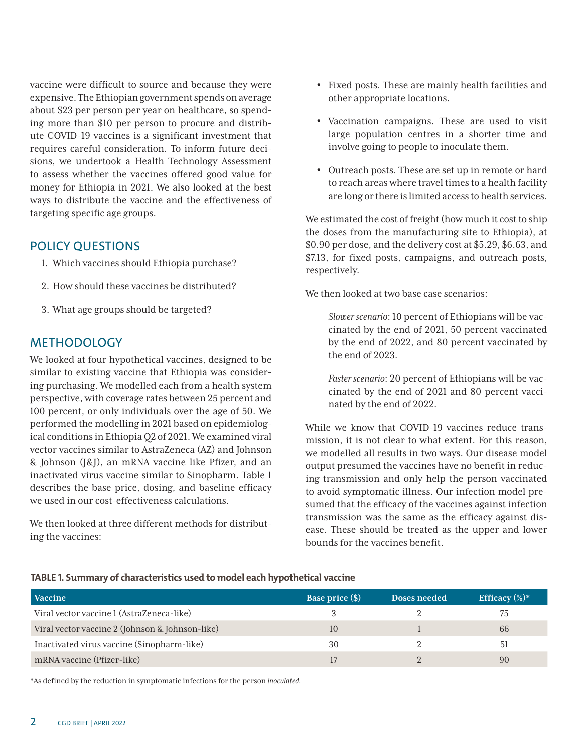vaccine were difficult to source and because they were expensive. The Ethiopian government spends on average about $23 per person per year on healthcare, so spending more than $10 per person to procure and distribute COVID-19 vaccines is a significant investment that requires careful consideration. To inform future decisions, we undertook a Health Technology Assessment to assess whether the vaccines offered good value for money for Ethiopia in 2021. We also looked at the best ways to distribute the vaccine and the effectiveness of targeting specific age groups.

## POLICY QUESTIONS

1. Which vaccines should Ethiopia purchase?
2. How should these vaccines be distributed?
3. What age groups should be targeted?

## METHODOLOGY

We looked at four hypothetical vaccines, designed to be similar to existing vaccine that Ethiopia was considering purchasing. We modelled each from a health system perspective, with coverage rates between 25 percent and 100 percent, or only individuals over the age of 50. We performed the modelling in 2021 based on epidemiological conditions in Ethiopia Q2 of 2021. We examined viral vector vaccines similar to AstraZeneca (AZ) and Johnson & Johnson (J&J), an mRNA vaccine like Pfizer, and an inactivated virus vaccine similar to Sinopharm. Table 1 describes the base price, dosing, and baseline efficacy we used in our cost-effectiveness calculations.

We then looked at three different methods for distributing the vaccines:

- Fixed posts. These are mainly health facilities and other appropriate locations.
- Vaccination campaigns. These are used to visit large population centres in a shorter time and involve going to people to inoculate them.
- Outreach posts. These are set up in remote or hard to reach areas where travel times to a health facility are long or there is limited access to health services.

We estimated the cost of freight (how much it cost to ship the doses from the manufacturing site to Ethiopia), at $0.90 per dose, and the delivery cost at $5.29, $6.63, and $7.13, for fixed posts, campaigns, and outreach posts, respectively.

We then looked at two base case scenarios:

> *Slower scenario*: 10 percent of Ethiopians will be vaccinated by the end of 2021, 50 percent vaccinated by the end of 2022, and 80 percent vaccinated by the end of 2023.
>
> *Faster scenario*: 20 percent of Ethiopians will be vaccinated by the end of 2021 and 80 percent vaccinated by the end of 2022.

While we know that COVID-19 vaccines reduce transmission, it is not clear to what extent. For this reason, we modelled all results in two ways. Our disease model output presumed the vaccines have no benefit in reducing transmission and only help the person vaccinated to avoid symptomatic illness. Our infection model presumed that the efficacy of the vaccines against infection transmission was the same as the efficacy against disease. These should be treated as the upper and lower bounds for the vaccines benefit.

**TABLE 1. Summary of characteristics used to model each hypothetical vaccine**

| Vaccine | Base price ($) | Doses needed | Efficacy (%)* |
|---|---|---|---|
| Viral vector vaccine 1 (AstraZeneca-like) | 3 | 2 | 75 |
| Viral vector vaccine 2 (Johnson & Johnson-like) | 10 | 1 | 66 |
| Inactivated virus vaccine (Sinopharm-like) | 30 | 2 | 51 |
| mRNA vaccine (Pfizer-like) | 17 | 2 | 90 |

*As defined by the reduction in symptomatic infections for the person *inoculated*.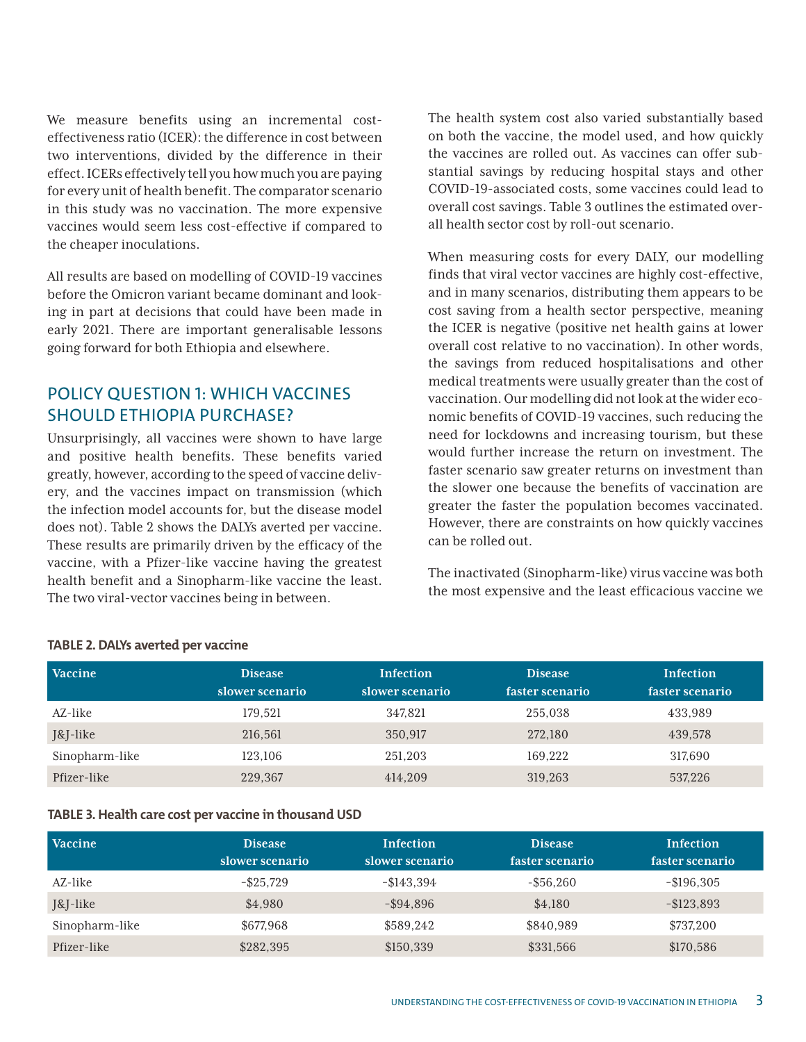We measure benefits using an incremental cost-effectiveness ratio (ICER): the difference in cost between two interventions, divided by the difference in their effect. ICERs effectively tell you how much you are paying for every unit of health benefit. The comparator scenario in this study was no vaccination. The more expensive vaccines would seem less cost-effective if compared to the cheaper inoculations.

All results are based on modelling of COVID-19 vaccines before the Omicron variant became dominant and looking in part at decisions that could have been made in early 2021. There are important generalisable lessons going forward for both Ethiopia and elsewhere.

## POLICY QUESTION 1: WHICH VACCINES SHOULD ETHIOPIA PURCHASE?

Unsurprisingly, all vaccines were shown to have large and positive health benefits. These benefits varied greatly, however, according to the speed of vaccine delivery, and the vaccines impact on transmission (which the infection model accounts for, but the disease model does not). Table 2 shows the DALYs averted per vaccine. These results are primarily driven by the efficacy of the vaccine, with a Pfizer-like vaccine having the greatest health benefit and a Sinopharm-like vaccine the least. The two viral-vector vaccines being in between.

The health system cost also varied substantially based on both the vaccine, the model used, and how quickly the vaccines are rolled out. As vaccines can offer substantial savings by reducing hospital stays and other COVID-19-associated costs, some vaccines could lead to overall cost savings. Table 3 outlines the estimated overall health sector cost by roll-out scenario.

When measuring costs for every DALY, our modelling finds that viral vector vaccines are highly cost-effective, and in many scenarios, distributing them appears to be cost saving from a health sector perspective, meaning the ICER is negative (positive net health gains at lower overall cost relative to no vaccination). In other words, the savings from reduced hospitalisations and other medical treatments were usually greater than the cost of vaccination. Our modelling did not look at the wider economic benefits of COVID-19 vaccines, such reducing the need for lockdowns and increasing tourism, but these would further increase the return on investment. The faster scenario saw greater returns on investment than the slower one because the benefits of vaccination are greater the faster the population becomes vaccinated. However, there are constraints on how quickly vaccines can be rolled out.

The inactivated (Sinopharm-like) virus vaccine was both the most expensive and the least efficacious vaccine we

**TABLE 2. DALYs averted per vaccine**

| Vaccine | Disease slower scenario | Infection slower scenario | Disease faster scenario | Infection faster scenario |
|---|---|---|---|---|
| AZ-like | 179,521 | 347,821 | 255,038 | 433,989 |
| J&J-like | 216,561 | 350,917 | 272,180 | 439,578 |
| Sinopharm-like | 123,106 | 251,203 | 169,222 | 317,690 |
| Pfizer-like | 229,367 | 414,209 | 319,263 | 537,226 |

**TABLE 3. Health care cost per vaccine in thousand USD**

| Vaccine | Disease slower scenario | Infection slower scenario | Disease faster scenario | Infection faster scenario |
|---|---|---|---|---|
| AZ-like | -$25,729 | -$143,394 | -$56,260 | -$196,305 |
| J&J-like | $4,980 | -$94,896 | $4,180 | -$123,893 |
| Sinopharm-like | $677,968 | $589,242 | $840,989 | $737,200 |
| Pfizer-like | $282,395 | $150,339 | $331,566 | $170,586 |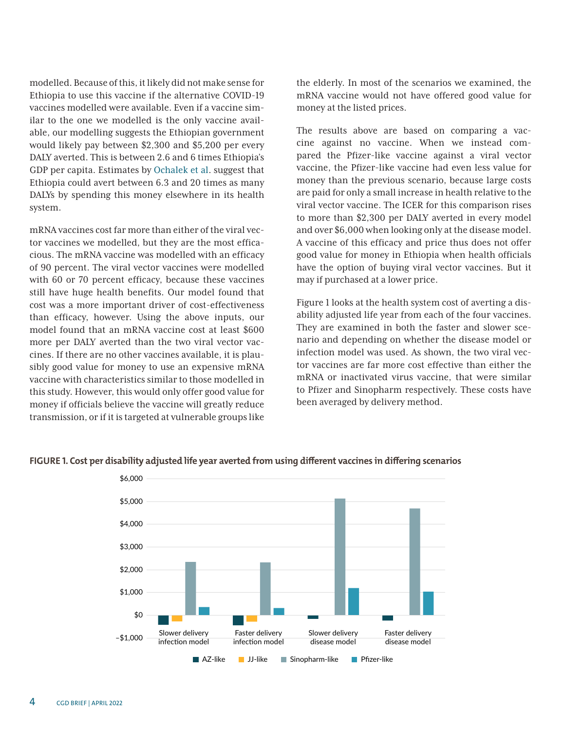modelled. Because of this, it likely did not make sense for Ethiopia to use this vaccine if the alternative COVID-19 vaccines modelled were available. Even if a vaccine similar to the one we modelled is the only vaccine available, our modelling suggests the Ethiopian government would likely pay between $2,300 and $5,200 per every DALY averted. This is between 2.6 and 6 times Ethiopia's GDP per capita. Estimates by Ochalek et al. suggest that Ethiopia could avert between 6.3 and 20 times as many DALYs by spending this money elsewhere in its health system.

mRNA vaccines cost far more than either of the viral vector vaccines we modelled, but they are the most efficacious. The mRNA vaccine was modelled with an efficacy of 90 percent. The viral vector vaccines were modelled with 60 or 70 percent efficacy, because these vaccines still have huge health benefits. Our model found that cost was a more important driver of cost-effectiveness than efficacy, however. Using the above inputs, our model found that an mRNA vaccine cost at least $600 more per DALY averted than the two viral vector vaccines. If there are no other vaccines available, it is plausibly good value for money to use an expensive mRNA vaccine with characteristics similar to those modelled in this study. However, this would only offer good value for money if officials believe the vaccine will greatly reduce transmission, or if it is targeted at vulnerable groups like the elderly. In most of the scenarios we examined, the mRNA vaccine would not have offered good value for money at the listed prices.

The results above are based on comparing a vaccine against no vaccine. When we instead compared the Pfizer-like vaccine against a viral vector vaccine, the Pfizer-like vaccine had even less value for money than the previous scenario, because large costs are paid for only a small increase in health relative to the viral vector vaccine. The ICER for this comparison rises to more than $2,300 per DALY averted in every model and over $6,000 when looking only at the disease model. A vaccine of this efficacy and price thus does not offer good value for money in Ethiopia when health officials have the option of buying viral vector vaccines. But it may if purchased at a lower price.

Figure 1 looks at the health system cost of averting a disability adjusted life year from each of the four vaccines. They are examined in both the faster and slower scenario and depending on whether the disease model or infection model was used. As shown, the two viral vector vaccines are far more cost effective than either the mRNA or inactivated virus vaccine, that were similar to Pfizer and Sinopharm respectively. These costs have been averaged by delivery method.

**FIGURE 1. Cost per disability adjusted life year averted from using different vaccines in differing scenarios**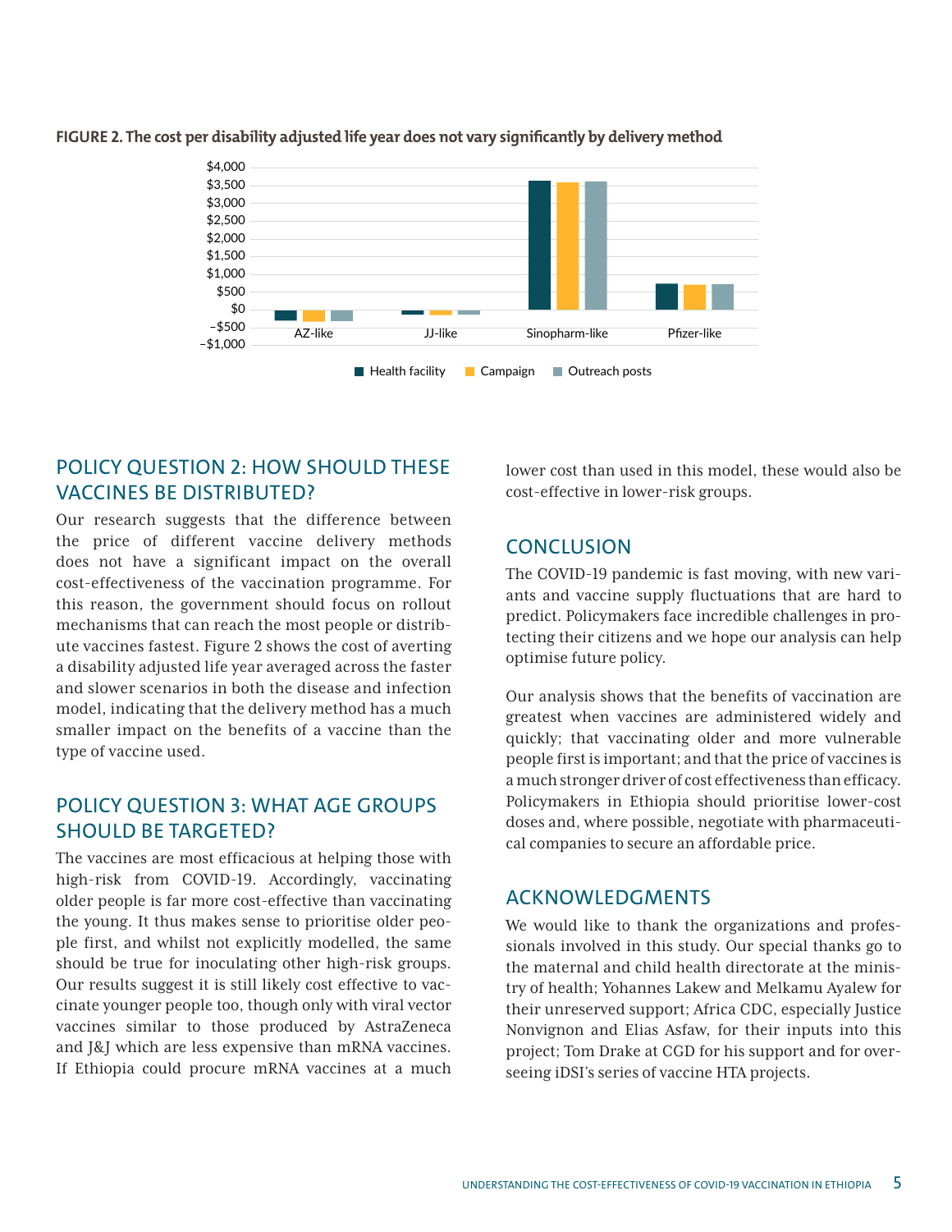**FIGURE 2. The cost per disability adjusted life year does not vary significantly by delivery method**

## POLICY QUESTION 2: HOW SHOULD THESE VACCINES BE DISTRIBUTED?

Our research suggests that the difference between the price of different vaccine delivery methods does not have a significant impact on the overall cost-effectiveness of the vaccination programme. For this reason, the government should focus on rollout mechanisms that can reach the most people or distribute vaccines fastest. Figure 2 shows the cost of averting a disability adjusted life year averaged across the faster and slower scenarios in both the disease and infection model, indicating that the delivery method has a much smaller impact on the benefits of a vaccine than the type of vaccine used.

## POLICY QUESTION 3: WHAT AGE GROUPS SHOULD BE TARGETED?

The vaccines are most efficacious at helping those with high-risk from COVID-19. Accordingly, vaccinating older people is far more cost-effective than vaccinating the young. It thus makes sense to prioritise older people first, and whilst not explicitly modelled, the same should be true for inoculating other high-risk groups. Our results suggest it is still likely cost effective to vaccinate younger people too, though only with viral vector vaccines similar to those produced by AstraZeneca and J&J which are less expensive than mRNA vaccines. If Ethiopia could procure mRNA vaccines at a much lower cost than used in this model, these would also be cost-effective in lower-risk groups.

## CONCLUSION

The COVID-19 pandemic is fast moving, with new variants and vaccine supply fluctuations that are hard to predict. Policymakers face incredible challenges in protecting their citizens and we hope our analysis can help optimise future policy.

Our analysis shows that the benefits of vaccination are greatest when vaccines are administered widely and quickly; that vaccinating older and more vulnerable people first is important; and that the price of vaccines is a much stronger driver of cost effectiveness than efficacy. Policymakers in Ethiopia should prioritise lower-cost doses and, where possible, negotiate with pharmaceutical companies to secure an affordable price.

## ACKNOWLEDGMENTS

We would like to thank the organizations and professionals involved in this study. Our special thanks go to the maternal and child health directorate at the ministry of health; Yohannes Lakew and Melkamu Ayalew for their unreserved support; Africa CDC, especially Justice Nonvignon and Elias Asfaw, for their inputs into this project; Tom Drake at CGD for his support and for overseeing iDSI's series of vaccine HTA projects.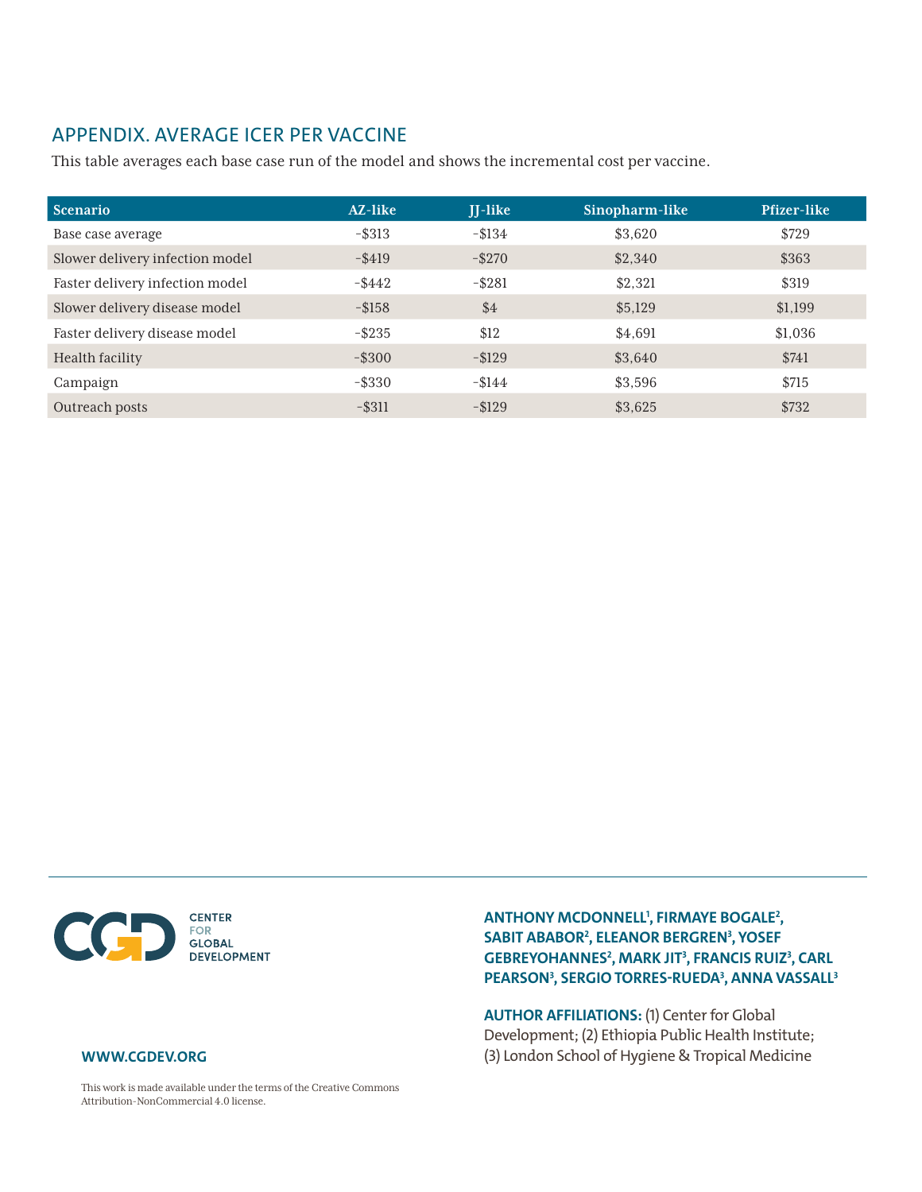## APPENDIX. AVERAGE ICER PER VACCINE

This table averages each base case run of the model and shows the incremental cost per vaccine.

| Scenario | AZ-like | JJ-like | Sinopharm-like | Pfizer-like |
|---|---|---|---|---|
| Base case average | -$313 | -$134 | $3,620 | $729 |
| Slower delivery infection model | -$419 | -$270 | $2,340 | $363 |
| Faster delivery infection model | -$442 | -$281 | $2,321 | $319 |
| Slower delivery disease model | -$158 | $4 | $5,129 | $1,199 |
| Faster delivery disease model | -$235 | $12 | $4,691 | $1,036 |
| Health facility | -$300 | -$129 | $3,640 | $741 |
| Campaign | -$330 | -$144 | $3,596 | $715 |
| Outreach posts | -$311 | -$129 | $3,625 | $732 |

CENTER FOR GLOBAL DEVELOPMENT

**ANTHONY MCDONNELL[1], FIRMAYE BOGALE[2], SABIT ABABOR[2], ELEANOR BERGREN[3], YOSEF GEBREYOHANNES[2], MARK JIT[3], FRANCIS RUIZ[3], CARL PEARSON[3], SERGIO TORRES-RUEDA[3], ANNA VASSALL[3]**

**AUTHOR AFFILIATIONS:** (1) Center for Global Development; (2) Ethiopia Public Health Institute; (3) London School of Hygiene & Tropical Medicine

**WWW.CGDEV.ORG**

This work is made available under the terms of the Creative Commons Attribution-NonCommercial 4.0 license.